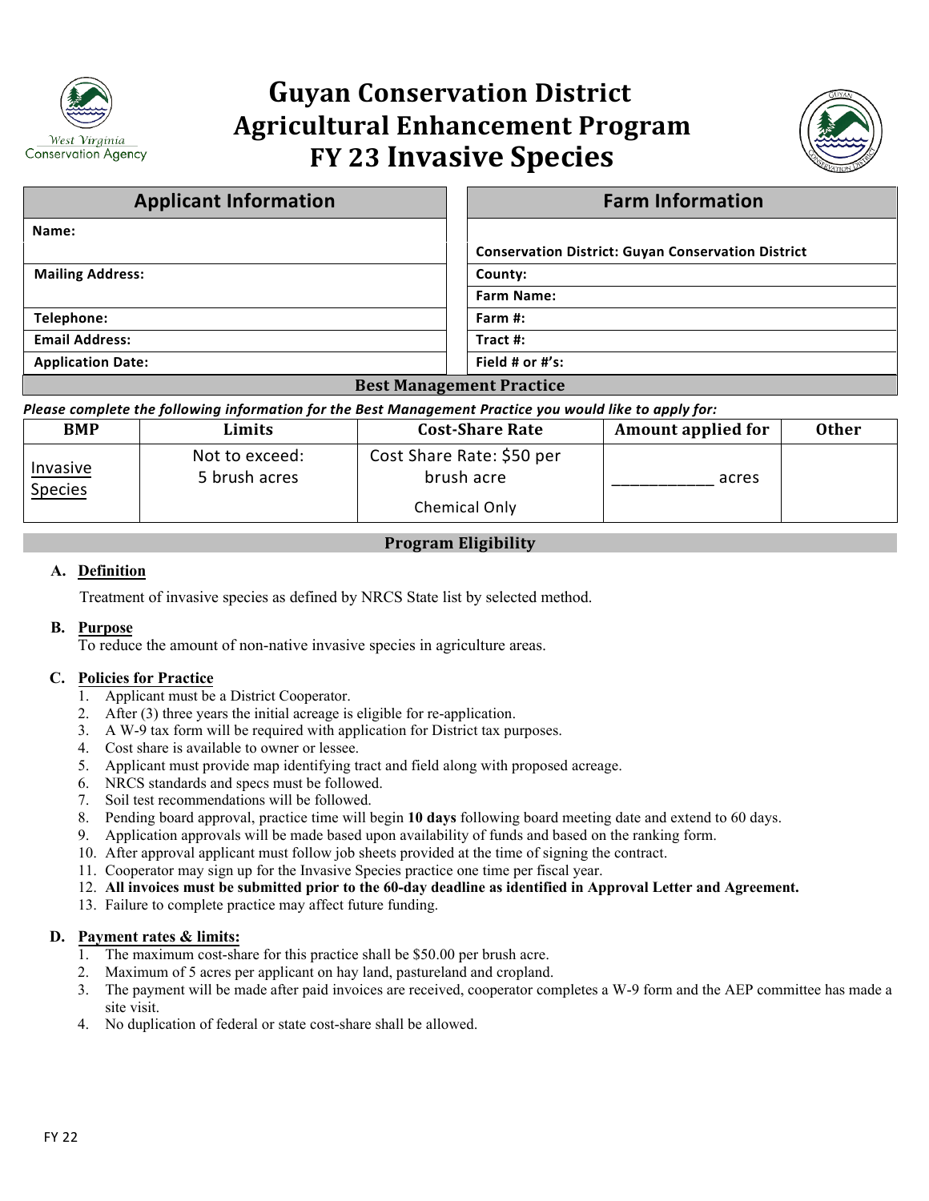# Guyan Conservation District
# Agricultural Enhancement Program
# FY 23 Invasive Species

| Applicant Information | Farm Information |
|---|---|
| **Name:** | **Conservation District: Guyan Conservation District** |
| **Mailing Address:** | **County:** |
| | **Farm Name:** |
| **Telephone:** | **Farm #:** |
| **Email Address:** | **Tract #:** |
| **Application Date:** | **Field # or #'s:** |

## Best Management Practice

*Please complete the following information for the Best Management Practice you would like to apply for:*

| BMP | Limits | Cost-Share Rate | Amount applied for | Other |
|---|---|---|---|---|
| Invasive Species | Not to exceed: 5 brush acres | Cost Share Rate: $50 per brush acre<br>Chemical Only | ___________ acres | |

## Program Eligibility

**A. Definition**

Treatment of invasive species as defined by NRCS State list by selected method.

**B. Purpose**

To reduce the amount of non-native invasive species in agriculture areas.

**C. Policies for Practice**

1. Applicant must be a District Cooperator.
2. After (3) three years the initial acreage is eligible for re-application.
3. A W-9 tax form will be required with application for District tax purposes.
4. Cost share is available to owner or lessee.
5. Applicant must provide map identifying tract and field along with proposed acreage.
6. NRCS standards and specs must be followed.
7. Soil test recommendations will be followed.
8. Pending board approval, practice time will begin **10 days** following board meeting date and extend to 60 days.
9. Application approvals will be made based upon availability of funds and based on the ranking form.
10. After approval applicant must follow job sheets provided at the time of signing the contract.
11. Cooperator may sign up for the Invasive Species practice one time per fiscal year.
12. **All invoices must be submitted prior to the 60-day deadline as identified in Approval Letter and Agreement.**
13. Failure to complete practice may affect future funding.

**D. Payment rates & limits:**

1. The maximum cost-share for this practice shall be $50.00 per brush acre.
2. Maximum of 5 acres per applicant on hay land, pastureland and cropland.
3. The payment will be made after paid invoices are received, cooperator completes a W-9 form and the AEP committee has made a site visit.
4. No duplication of federal or state cost-share shall be allowed.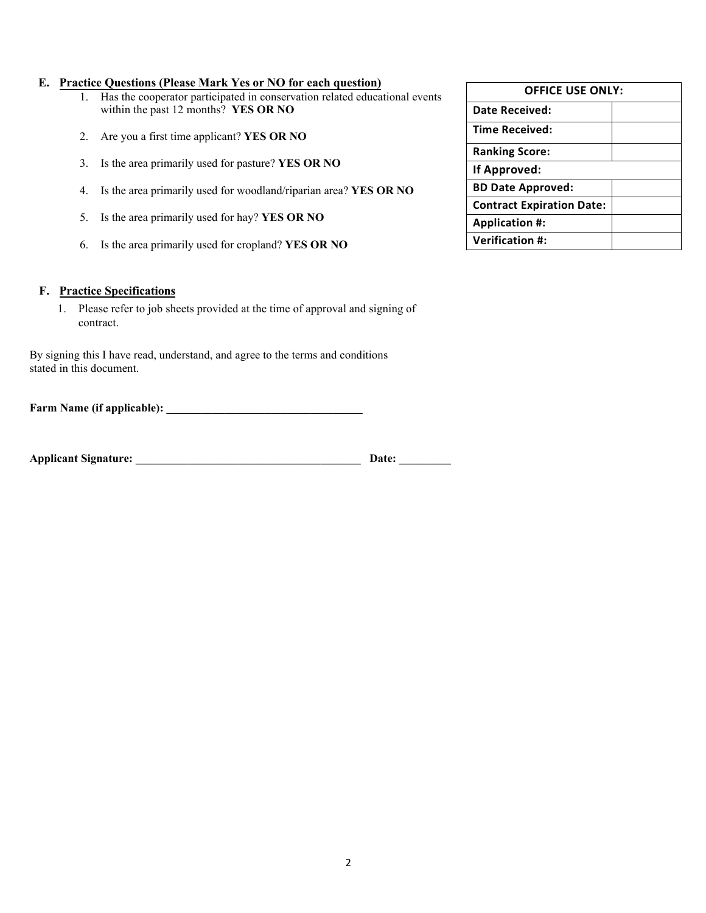**E. <u>Practice Questions (Please Mark Yes or NO for each question)</u>**

1. Has the cooperator participated in conservation related educational events within the past 12 months? **YES OR NO**
2. Are you a first time applicant? **YES OR NO**
3. Is the area primarily used for pasture? **YES OR NO**
4. Is the area primarily used for woodland/riparian area? **YES OR NO**
5. Is the area primarily used for hay? **YES OR NO**
6. Is the area primarily used for cropland? **YES OR NO**

| OFFICE USE ONLY: | |
|---|---|
| **Date Received:** | |
| **Time Received:** | |
| **Ranking Score:** | |
| **If Approved:** | |
| **BD Date Approved:** | |
| **Contract Expiration Date:** | |
| **Application #:** | |
| **Verification #:** | |

**F. <u>Practice Specifications</u>**

1. Please refer to job sheets provided at the time of approval and signing of contract.

By signing this I have read, understand, and agree to the terms and conditions stated in this document.

**Farm Name (if applicable): ___________________________________**

**Applicant Signature: ________________________________________ Date: _________**